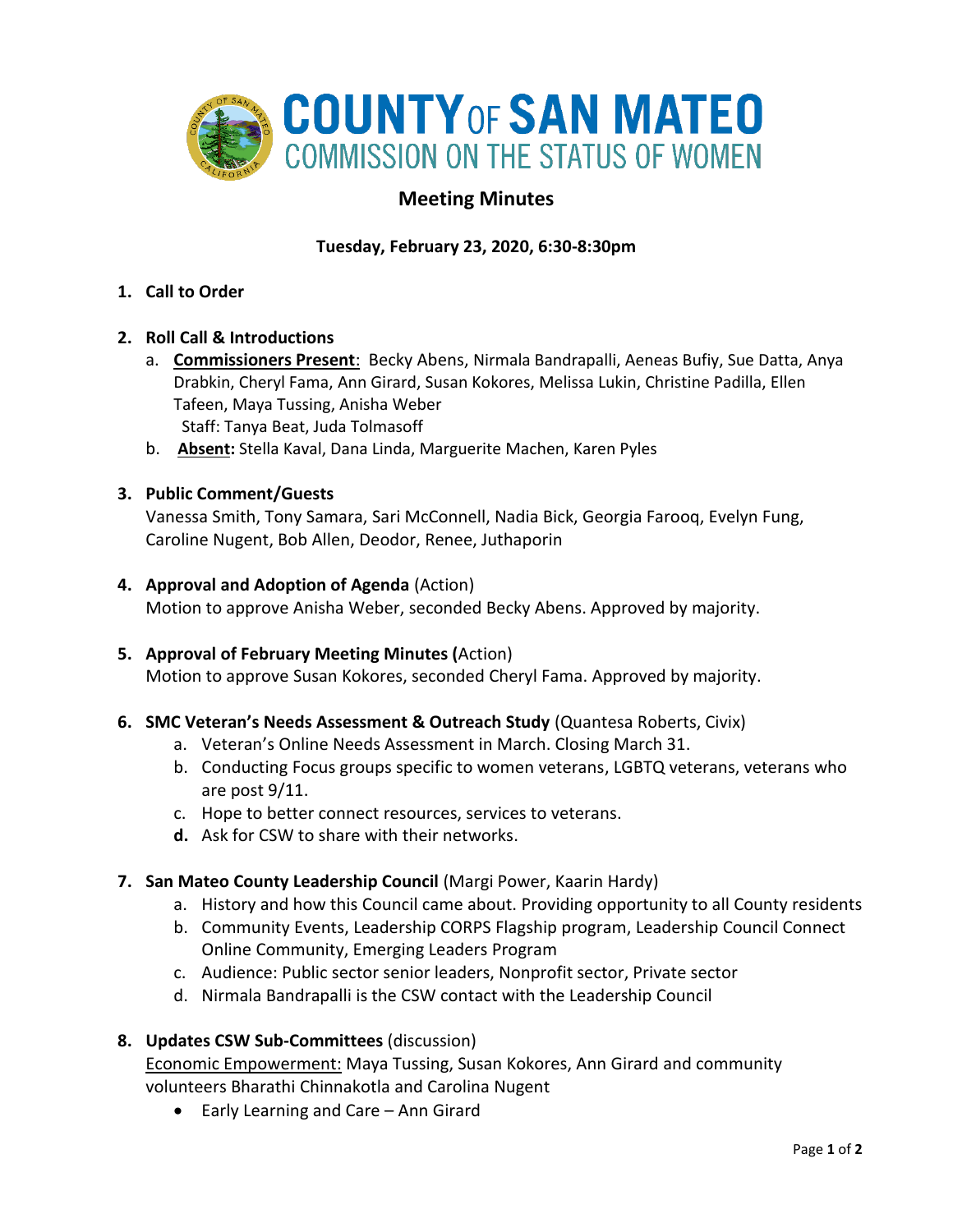# COUNTY OF SAN MATEO
## COMMISSION ON THE STATUS OF WOMEN

## Meeting Minutes

**Tuesday, February 23, 2020, 6:30-8:30pm**

1. **Call to Order**

2. **Roll Call & Introductions**
   a. **Commissioners Present**: Becky Abens, Nirmala Bandrapalli, Aeneas Bufiy, Sue Datta, Anya Drabkin, Cheryl Fama, Ann Girard, Susan Kokores, Melissa Lukin, Christine Padilla, Ellen Tafeen, Maya Tussing, Anisha Weber
      Staff: Tanya Beat, Juda Tolmasoff
   b. **Absent:** Stella Kaval, Dana Linda, Marguerite Machen, Karen Pyles

3. **Public Comment/Guests**
   Vanessa Smith, Tony Samara, Sari McConnell, Nadia Bick, Georgia Farooq, Evelyn Fung, Caroline Nugent, Bob Allen, Deodor, Renee, Juthaporin

4. **Approval and Adoption of Agenda** (Action)
   Motion to approve Anisha Weber, seconded Becky Abens. Approved by majority.

5. **Approval of February Meeting Minutes (**Action)
   Motion to approve Susan Kokores, seconded Cheryl Fama. Approved by majority.

6. **SMC Veteran's Needs Assessment & Outreach Study** (Quantesa Roberts, Civix)
   a. Veteran's Online Needs Assessment in March. Closing March 31.
   b. Conducting Focus groups specific to women veterans, LGBTQ veterans, veterans who are post 9/11.
   c. Hope to better connect resources, services to veterans.
   d. Ask for CSW to share with their networks.

7. **San Mateo County Leadership Council** (Margi Power, Kaarin Hardy)
   a. History and how this Council came about. Providing opportunity to all County residents
   b. Community Events, Leadership CORPS Flagship program, Leadership Council Connect Online Community, Emerging Leaders Program
   c. Audience: Public sector senior leaders, Nonprofit sector, Private sector
   d. Nirmala Bandrapalli is the CSW contact with the Leadership Council

8. **Updates CSW Sub-Committees** (discussion)
   Economic Empowerment: Maya Tussing, Susan Kokores, Ann Girard and community volunteers Bharathi Chinnakotla and Carolina Nugent
   - Early Learning and Care – Ann Girard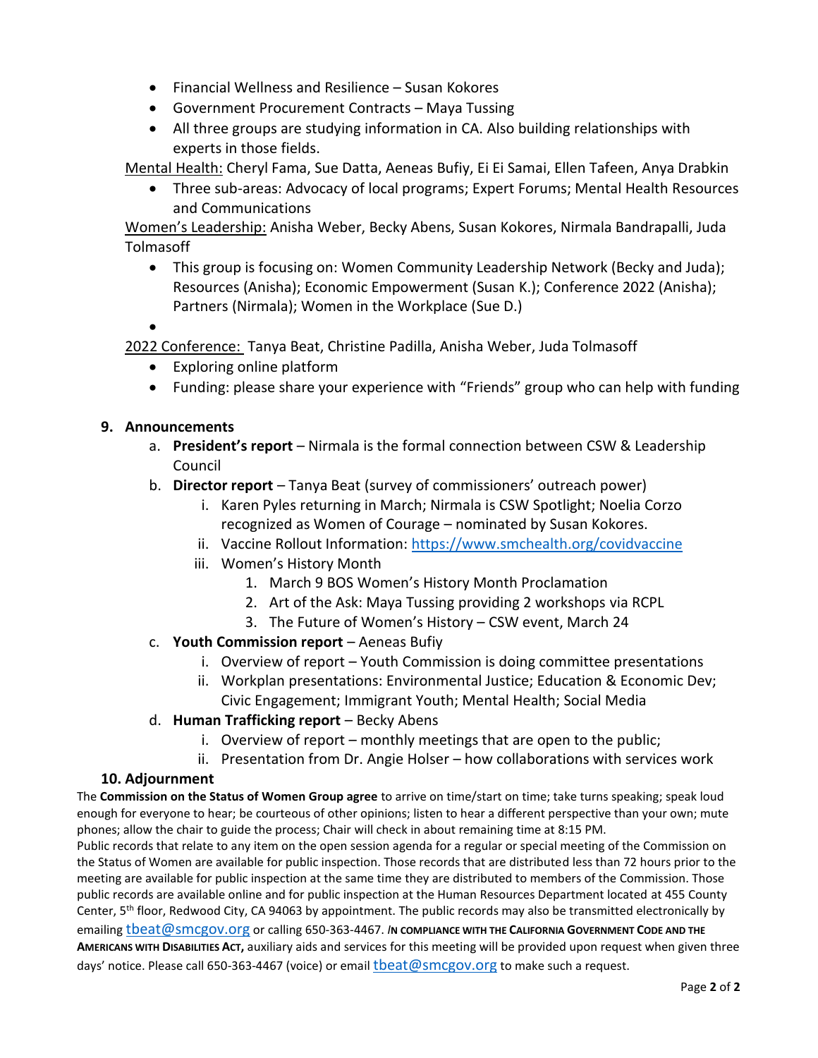- Financial Wellness and Resilience – Susan Kokores
- Government Procurement Contracts – Maya Tussing
- All three groups are studying information in CA. Also building relationships with experts in those fields.

Mental Health: Cheryl Fama, Sue Datta, Aeneas Bufiy, Ei Ei Samai, Ellen Tafeen, Anya Drabkin

- Three sub-areas: Advocacy of local programs; Expert Forums; Mental Health Resources and Communications

Women's Leadership: Anisha Weber, Becky Abens, Susan Kokores, Nirmala Bandrapalli, Juda Tolmasoff

- This group is focusing on: Women Community Leadership Network (Becky and Juda); Resources (Anisha); Economic Empowerment (Susan K.); Conference 2022 (Anisha); Partners (Nirmala); Women in the Workplace (Sue D.)
- 

2022 Conference: Tanya Beat, Christine Padilla, Anisha Weber, Juda Tolmasoff

- Exploring online platform
- Funding: please share your experience with "Friends" group who can help with funding

9. **Announcements**
   a. **President's report** – Nirmala is the formal connection between CSW & Leadership Council
   b. **Director report** – Tanya Beat (survey of commissioners' outreach power)
      i. Karen Pyles returning in March; Nirmala is CSW Spotlight; Noelia Corzo recognized as Women of Courage – nominated by Susan Kokores.
      ii. Vaccine Rollout Information: https://www.smchealth.org/covidvaccine
      iii. Women's History Month
         1. March 9 BOS Women's History Month Proclamation
         2. Art of the Ask: Maya Tussing providing 2 workshops via RCPL
         3. The Future of Women's History – CSW event, March 24
   c. **Youth Commission report** – Aeneas Bufiy
      i. Overview of report – Youth Commission is doing committee presentations
      ii. Workplan presentations: Environmental Justice; Education & Economic Dev; Civic Engagement; Immigrant Youth; Mental Health; Social Media
   d. **Human Trafficking report** – Becky Abens
      i. Overview of report – monthly meetings that are open to the public;
      ii. Presentation from Dr. Angie Holser – how collaborations with services work

10. **Adjournment**

The **Commission on the Status of Women Group agree** to arrive on time/start on time; take turns speaking; speak loud enough for everyone to hear; be courteous of other opinions; listen to hear a different perspective than your own; mute phones; allow the chair to guide the process; Chair will check in about remaining time at 8:15 PM.

Public records that relate to any item on the open session agenda for a regular or special meeting of the Commission on the Status of Women are available for public inspection. Those records that are distributed less than 72 hours prior to the meeting are available for public inspection at the same time they are distributed to members of the Commission. Those public records are available online and for public inspection at the Human Resources Department located at 455 County Center, 5th floor, Redwood City, CA 94063 by appointment. The public records may also be transmitted electronically by emailing tbeat@smcgov.org or calling 650-363-4467. ***IN COMPLIANCE WITH THE CALIFORNIA GOVERNMENT CODE AND THE AMERICANS WITH DISABILITIES ACT,*** auxiliary aids and services for this meeting will be provided upon request when given three days' notice. Please call 650-363-4467 (voice) or email tbeat@smcgov.org to make such a request.